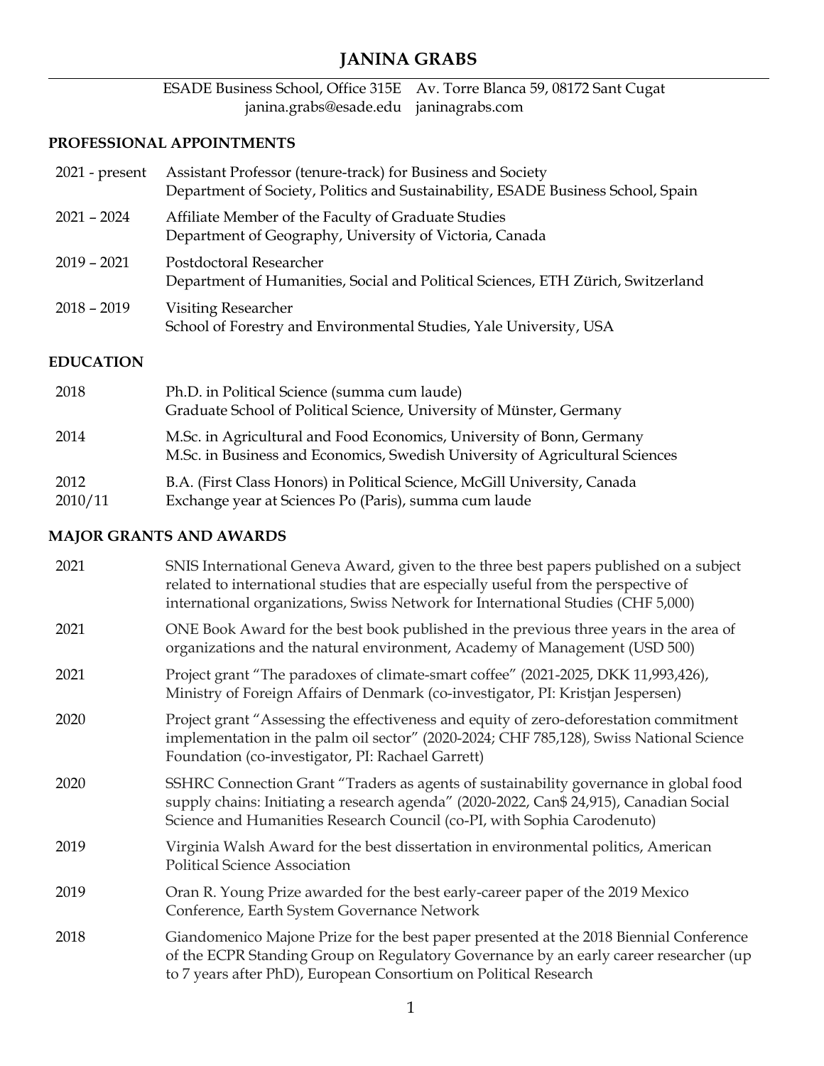# JANINA GRABS

ESADE Business School, Office 315E    Av. Torre Blanca 59, 08172 Sant Cugat
janina.grabs@esade.edu    janinagrabs.com

## PROFESSIONAL APPOINTMENTS

| | |
|---|---|
| 2021 - present | Assistant Professor (tenure-track) for Business and Society<br>Department of Society, Politics and Sustainability, ESADE Business School, Spain |
| 2021 – 2024 | Affiliate Member of the Faculty of Graduate Studies<br>Department of Geography, University of Victoria, Canada |
| 2019 – 2021 | Postdoctoral Researcher<br>Department of Humanities, Social and Political Sciences, ETH Zürich, Switzerland |
| 2018 – 2019 | Visiting Researcher<br>School of Forestry and Environmental Studies, Yale University, USA |

## EDUCATION

| | |
|---|---|
| 2018 | Ph.D. in Political Science (summa cum laude)<br>Graduate School of Political Science, University of Münster, Germany |
| 2014 | M.Sc. in Agricultural and Food Economics, University of Bonn, Germany<br>M.Sc. in Business and Economics, Swedish University of Agricultural Sciences |
| 2012 | B.A. (First Class Honors) in Political Science, McGill University, Canada |
| 2010/11 | Exchange year at Sciences Po (Paris), summa cum laude |

## MAJOR GRANTS AND AWARDS

| | |
|---|---|
| 2021 | SNIS International Geneva Award, given to the three best papers published on a subject related to international studies that are especially useful from the perspective of international organizations, Swiss Network for International Studies (CHF 5,000) |
| 2021 | ONE Book Award for the best book published in the previous three years in the area of organizations and the natural environment, Academy of Management (USD 500) |
| 2021 | Project grant "The paradoxes of climate-smart coffee" (2021-2025, DKK 11,993,426), Ministry of Foreign Affairs of Denmark (co-investigator, PI: Kristjan Jespersen) |
| 2020 | Project grant "Assessing the effectiveness and equity of zero-deforestation commitment implementation in the palm oil sector" (2020-2024; CHF 785,128), Swiss National Science Foundation (co-investigator, PI: Rachael Garrett) |
| 2020 | SSHRC Connection Grant "Traders as agents of sustainability governance in global food supply chains: Initiating a research agenda" (2020-2022, Can$ 24,915), Canadian Social Science and Humanities Research Council (co-PI, with Sophia Carodenuto) |
| 2019 | Virginia Walsh Award for the best dissertation in environmental politics, American Political Science Association |
| 2019 | Oran R. Young Prize awarded for the best early-career paper of the 2019 Mexico Conference, Earth System Governance Network |
| 2018 | Giandomenico Majone Prize for the best paper presented at the 2018 Biennial Conference of the ECPR Standing Group on Regulatory Governance by an early career researcher (up to 7 years after PhD), European Consortium on Political Research |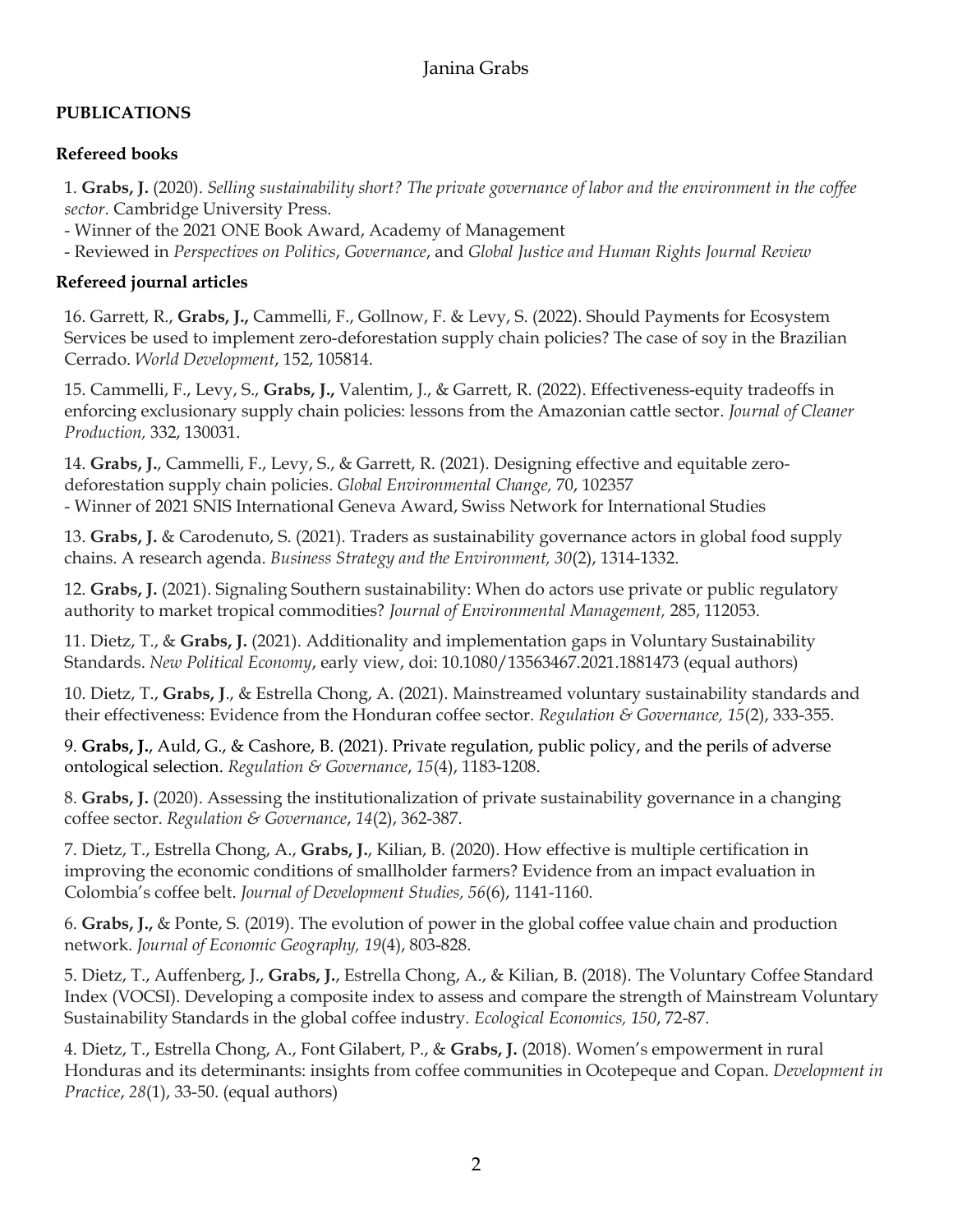## PUBLICATIONS

### Refereed books

1. **Grabs, J.** (2020). *Selling sustainability short? The private governance of labor and the environment in the coffee sector*. Cambridge University Press.
- Winner of the 2021 ONE Book Award, Academy of Management
- Reviewed in *Perspectives on Politics*, *Governance*, and *Global Justice and Human Rights Journal Review*

### Refereed journal articles

16. Garrett, R., **Grabs, J.,** Cammelli, F., Gollnow, F. & Levy, S. (2022). Should Payments for Ecosystem Services be used to implement zero-deforestation supply chain policies? The case of soy in the Brazilian Cerrado. *World Development*, 152, 105814.

15. Cammelli, F., Levy, S., **Grabs, J.,** Valentim, J., & Garrett, R. (2022). Effectiveness-equity tradeoffs in enforcing exclusionary supply chain policies: lessons from the Amazonian cattle sector. *Journal of Cleaner Production,* 332, 130031.

14. **Grabs, J.**, Cammelli, F., Levy, S., & Garrett, R. (2021). Designing effective and equitable zero-deforestation supply chain policies. *Global Environmental Change,* 70, 102357
- Winner of 2021 SNIS International Geneva Award, Swiss Network for International Studies

13. **Grabs, J.** & Carodenuto, S. (2021). Traders as sustainability governance actors in global food supply chains. A research agenda. *Business Strategy and the Environment, 30*(2), 1314-1332.

12. **Grabs, J.** (2021). Signaling Southern sustainability: When do actors use private or public regulatory authority to market tropical commodities? *Journal of Environmental Management,* 285, 112053.

11. Dietz, T., & **Grabs, J.** (2021). Additionality and implementation gaps in Voluntary Sustainability Standards. *New Political Economy*, early view, doi: 10.1080/13563467.2021.1881473 (equal authors)

10. Dietz, T., **Grabs, J**., & Estrella Chong, A. (2021). Mainstreamed voluntary sustainability standards and their effectiveness: Evidence from the Honduran coffee sector. *Regulation & Governance, 15*(2), 333-355.

9. **Grabs, J.**, Auld, G., & Cashore, B. (2021). Private regulation, public policy, and the perils of adverse ontological selection. *Regulation & Governance*, *15*(4), 1183-1208.

8. **Grabs, J.** (2020). Assessing the institutionalization of private sustainability governance in a changing coffee sector. *Regulation & Governance*, *14*(2), 362-387.

7. Dietz, T., Estrella Chong, A., **Grabs, J.**, Kilian, B. (2020). How effective is multiple certification in improving the economic conditions of smallholder farmers? Evidence from an impact evaluation in Colombia's coffee belt. *Journal of Development Studies, 56*(6), 1141-1160.

6. **Grabs, J.,** & Ponte, S. (2019). The evolution of power in the global coffee value chain and production network. *Journal of Economic Geography, 19*(4), 803-828.

5. Dietz, T., Auffenberg, J., **Grabs, J.**, Estrella Chong, A., & Kilian, B. (2018). The Voluntary Coffee Standard Index (VOCSI). Developing a composite index to assess and compare the strength of Mainstream Voluntary Sustainability Standards in the global coffee industry. *Ecological Economics, 150*, 72-87.

4. Dietz, T., Estrella Chong, A., Font Gilabert, P., & **Grabs, J.** (2018). Women's empowerment in rural Honduras and its determinants: insights from coffee communities in Ocotepeque and Copan. *Development in Practice*, *28*(1), 33-50. (equal authors)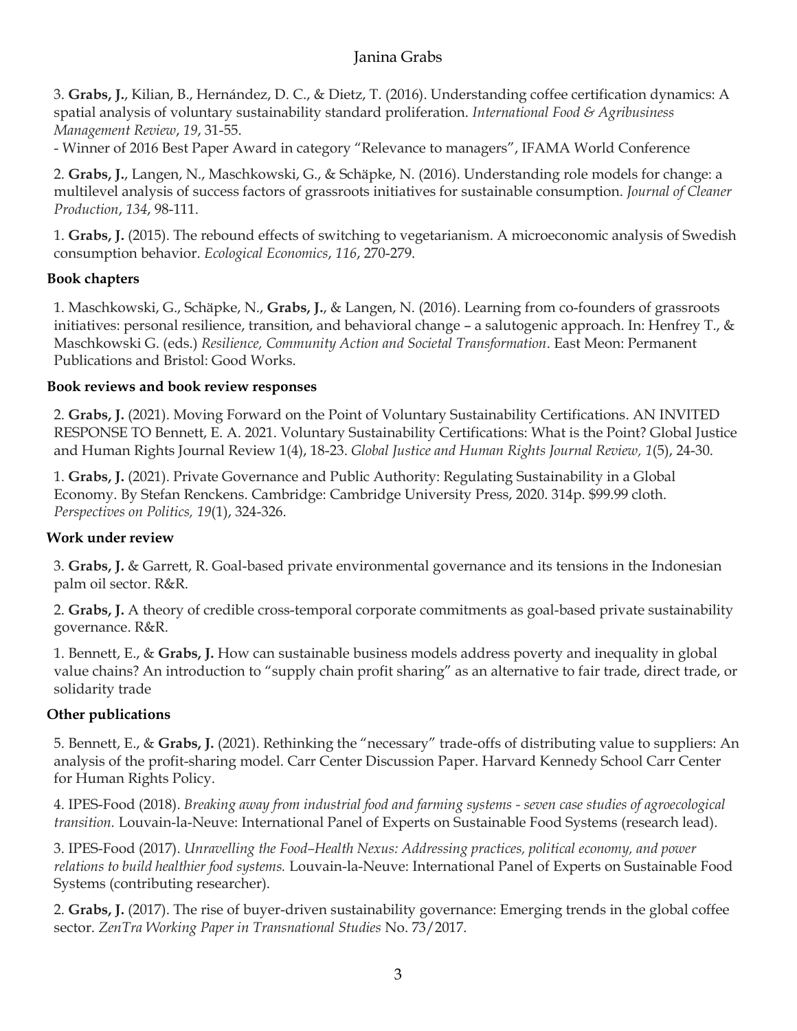3. **Grabs, J.**, Kilian, B., Hernández, D. C., & Dietz, T. (2016). Understanding coffee certification dynamics: A spatial analysis of voluntary sustainability standard proliferation. *International Food & Agribusiness Management Review*, *19*, 31-55.

- Winner of 2016 Best Paper Award in category "Relevance to managers", IFAMA World Conference

2. **Grabs, J.**, Langen, N., Maschkowski, G., & Schäpke, N. (2016). Understanding role models for change: a multilevel analysis of success factors of grassroots initiatives for sustainable consumption. *Journal of Cleaner Production*, *134*, 98-111.

1. **Grabs, J.** (2015). The rebound effects of switching to vegetarianism. A microeconomic analysis of Swedish consumption behavior. *Ecological Economics*, *116*, 270-279.

### Book chapters

1. Maschkowski, G., Schäpke, N., **Grabs, J.**, & Langen, N. (2016). Learning from co-founders of grassroots initiatives: personal resilience, transition, and behavioral change – a salutogenic approach. In: Henfrey T., & Maschkowski G. (eds.) *Resilience, Community Action and Societal Transformation*. East Meon: Permanent Publications and Bristol: Good Works.

### Book reviews and book review responses

2. **Grabs, J.** (2021). Moving Forward on the Point of Voluntary Sustainability Certifications. AN INVITED RESPONSE TO Bennett, E. A. 2021. Voluntary Sustainability Certifications: What is the Point? Global Justice and Human Rights Journal Review 1(4), 18-23. *Global Justice and Human Rights Journal Review, 1*(5), 24-30.

1. **Grabs, J.** (2021). Private Governance and Public Authority: Regulating Sustainability in a Global Economy. By Stefan Renckens. Cambridge: Cambridge University Press, 2020. 314p. $99.99 cloth. *Perspectives on Politics, 19*(1), 324-326.

### Work under review

3. **Grabs, J.** & Garrett, R. Goal-based private environmental governance and its tensions in the Indonesian palm oil sector. R&R.

2. **Grabs, J.** A theory of credible cross-temporal corporate commitments as goal-based private sustainability governance. R&R.

1. Bennett, E., & **Grabs, J.** How can sustainable business models address poverty and inequality in global value chains? An introduction to "supply chain profit sharing" as an alternative to fair trade, direct trade, or solidarity trade

### Other publications

5. Bennett, E., & **Grabs, J.** (2021). Rethinking the "necessary" trade-offs of distributing value to suppliers: An analysis of the profit-sharing model. Carr Center Discussion Paper. Harvard Kennedy School Carr Center for Human Rights Policy.

4. IPES-Food (2018). *Breaking away from industrial food and farming systems - seven case studies of agroecological transition.* Louvain-la-Neuve: International Panel of Experts on Sustainable Food Systems (research lead).

3. IPES-Food (2017). *Unravelling the Food–Health Nexus: Addressing practices, political economy, and power relations to build healthier food systems.* Louvain-la-Neuve: International Panel of Experts on Sustainable Food Systems (contributing researcher).

2. **Grabs, J.** (2017). The rise of buyer-driven sustainability governance: Emerging trends in the global coffee sector. *ZenTra Working Paper in Transnational Studies* No. 73/2017.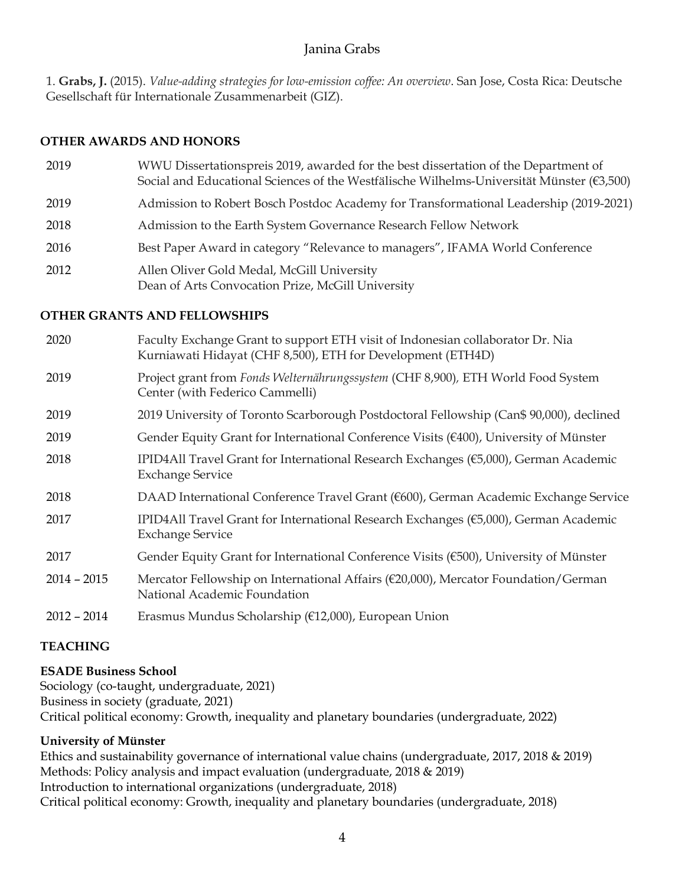1. **Grabs, J.** (2015). *Value-adding strategies for low-emission coffee: An overview*. San Jose, Costa Rica: Deutsche Gesellschaft für Internationale Zusammenarbeit (GIZ).

## OTHER AWARDS AND HONORS

| | |
|---|---|
| 2019 | WWU Dissertationspreis 2019, awarded for the best dissertation of the Department of Social and Educational Sciences of the Westfälische Wilhelms-Universität Münster (€3,500) |
| 2019 | Admission to Robert Bosch Postdoc Academy for Transformational Leadership (2019-2021) |
| 2018 | Admission to the Earth System Governance Research Fellow Network |
| 2016 | Best Paper Award in category "Relevance to managers", IFAMA World Conference |
| 2012 | Allen Oliver Gold Medal, McGill University<br>Dean of Arts Convocation Prize, McGill University |

## OTHER GRANTS AND FELLOWSHIPS

| | |
|---|---|
| 2020 | Faculty Exchange Grant to support ETH visit of Indonesian collaborator Dr. Nia Kurniawati Hidayat (CHF 8,500), ETH for Development (ETH4D) |
| 2019 | Project grant from *Fonds Welternährungssystem* (CHF 8,900), ETH World Food System Center (with Federico Cammelli) |
| 2019 | 2019 University of Toronto Scarborough Postdoctoral Fellowship (Can$ 90,000), declined |
| 2019 | Gender Equity Grant for International Conference Visits (€400), University of Münster |
| 2018 | IPID4All Travel Grant for International Research Exchanges (€5,000), German Academic Exchange Service |
| 2018 | DAAD International Conference Travel Grant (€600), German Academic Exchange Service |
| 2017 | IPID4All Travel Grant for International Research Exchanges (€5,000), German Academic Exchange Service |
| 2017 | Gender Equity Grant for International Conference Visits (€500), University of Münster |
| 2014 – 2015 | Mercator Fellowship on International Affairs (€20,000), Mercator Foundation/German National Academic Foundation |
| 2012 – 2014 | Erasmus Mundus Scholarship (€12,000), European Union |

## TEACHING

**ESADE Business School**
Sociology (co-taught, undergraduate, 2021)
Business in society (graduate, 2021)
Critical political economy: Growth, inequality and planetary boundaries (undergraduate, 2022)

**University of Münster**
Ethics and sustainability governance of international value chains (undergraduate, 2017, 2018 & 2019)
Methods: Policy analysis and impact evaluation (undergraduate, 2018 & 2019)
Introduction to international organizations (undergraduate, 2018)
Critical political economy: Growth, inequality and planetary boundaries (undergraduate, 2018)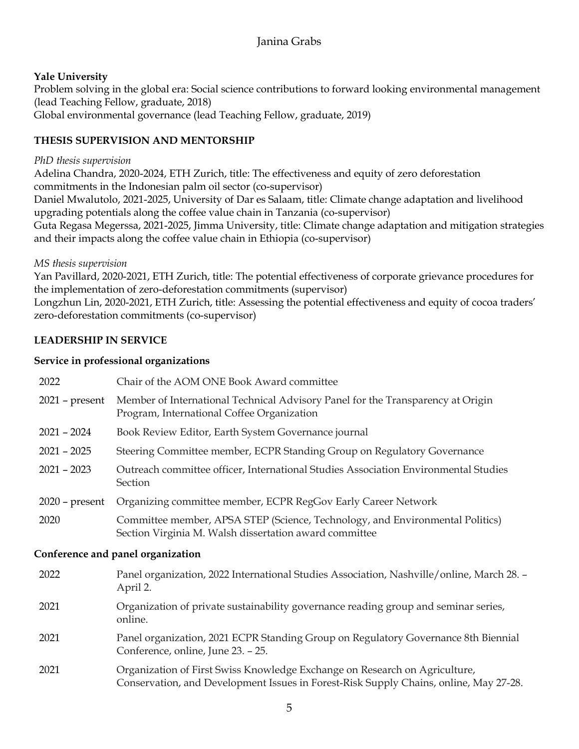**Yale University**
Problem solving in the global era: Social science contributions to forward looking environmental management (lead Teaching Fellow, graduate, 2018)
Global environmental governance (lead Teaching Fellow, graduate, 2019)

## THESIS SUPERVISION AND MENTORSHIP

*PhD thesis supervision*

Adelina Chandra, 2020-2024, ETH Zurich, title: The effectiveness and equity of zero deforestation commitments in the Indonesian palm oil sector (co-supervisor)
Daniel Mwalutolo, 2021-2025, University of Dar es Salaam, title: Climate change adaptation and livelihood upgrading potentials along the coffee value chain in Tanzania (co-supervisor)
Guta Regasa Megerssa, 2021-2025, Jimma University, title: Climate change adaptation and mitigation strategies and their impacts along the coffee value chain in Ethiopia (co-supervisor)

*MS thesis supervision*

Yan Pavillard, 2020-2021, ETH Zurich, title: The potential effectiveness of corporate grievance procedures for the implementation of zero-deforestation commitments (supervisor)
Longzhun Lin, 2020-2021, ETH Zurich, title: Assessing the potential effectiveness and equity of cocoa traders' zero-deforestation commitments (co-supervisor)

## LEADERSHIP IN SERVICE

### Service in professional organizations

| | |
|---|---|
| 2022 | Chair of the AOM ONE Book Award committee |
| 2021 – present | Member of International Technical Advisory Panel for the Transparency at Origin Program, International Coffee Organization |
| 2021 – 2024 | Book Review Editor, Earth System Governance journal |
| 2021 – 2025 | Steering Committee member, ECPR Standing Group on Regulatory Governance |
| 2021 – 2023 | Outreach committee officer, International Studies Association Environmental Studies Section |
| 2020 – present | Organizing committee member, ECPR RegGov Early Career Network |
| 2020 | Committee member, APSA STEP (Science, Technology, and Environmental Politics) Section Virginia M. Walsh dissertation award committee |

### Conference and panel organization

| | |
|---|---|
| 2022 | Panel organization, 2022 International Studies Association, Nashville/online, March 28. – April 2. |
| 2021 | Organization of private sustainability governance reading group and seminar series, online. |
| 2021 | Panel organization, 2021 ECPR Standing Group on Regulatory Governance 8th Biennial Conference, online, June 23. – 25. |
| 2021 | Organization of First Swiss Knowledge Exchange on Research on Agriculture, Conservation, and Development Issues in Forest-Risk Supply Chains, online, May 27-28. |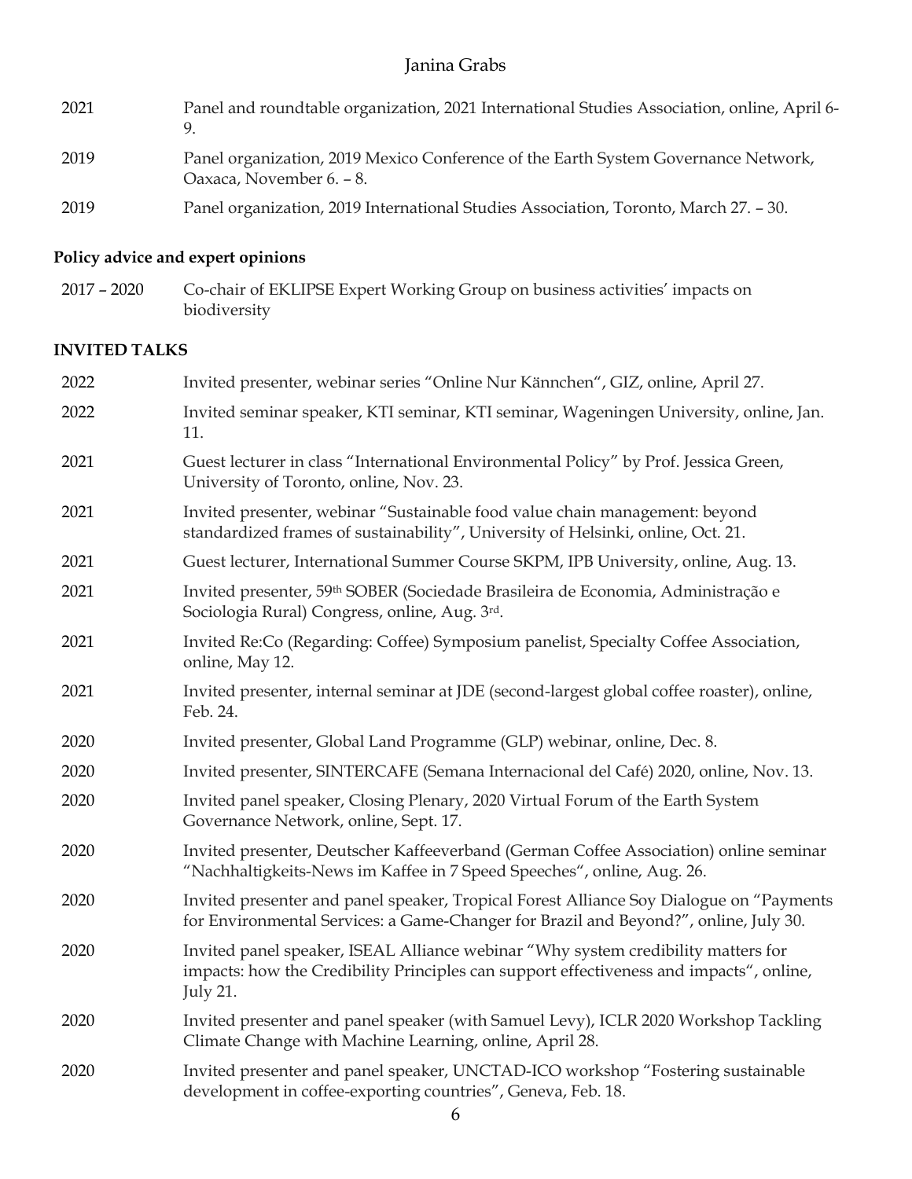| | |
|---|---|
| 2021 | Panel and roundtable organization, 2021 International Studies Association, online, April 6-9. |
| 2019 | Panel organization, 2019 Mexico Conference of the Earth System Governance Network, Oaxaca, November 6. – 8. |
| 2019 | Panel organization, 2019 International Studies Association, Toronto, March 27. – 30. |

**Policy advice and expert opinions**

| | |
|---|---|
| 2017 – 2020 | Co-chair of EKLIPSE Expert Working Group on business activities' impacts on biodiversity |

**INVITED TALKS**

| | |
|---|---|
| 2022 | Invited presenter, webinar series "Online Nur Kännchen", GIZ, online, April 27. |
| 2022 | Invited seminar speaker, KTI seminar, KTI seminar, Wageningen University, online, Jan. 11. |
| 2021 | Guest lecturer in class "International Environmental Policy" by Prof. Jessica Green, University of Toronto, online, Nov. 23. |
| 2021 | Invited presenter, webinar "Sustainable food value chain management: beyond standardized frames of sustainability", University of Helsinki, online, Oct. 21. |
| 2021 | Guest lecturer, International Summer Course SKPM, IPB University, online, Aug. 13. |
| 2021 | Invited presenter, 59th SOBER (Sociedade Brasileira de Economia, Administração e Sociologia Rural) Congress, online, Aug. 3rd. |
| 2021 | Invited Re:Co (Regarding: Coffee) Symposium panelist, Specialty Coffee Association, online, May 12. |
| 2021 | Invited presenter, internal seminar at JDE (second-largest global coffee roaster), online, Feb. 24. |
| 2020 | Invited presenter, Global Land Programme (GLP) webinar, online, Dec. 8. |
| 2020 | Invited presenter, SINTERCAFE (Semana Internacional del Café) 2020, online, Nov. 13. |
| 2020 | Invited panel speaker, Closing Plenary, 2020 Virtual Forum of the Earth System Governance Network, online, Sept. 17. |
| 2020 | Invited presenter, Deutscher Kaffeeverband (German Coffee Association) online seminar "Nachhaltigkeits-News im Kaffee in 7 Speed Speeches", online, Aug. 26. |
| 2020 | Invited presenter and panel speaker, Tropical Forest Alliance Soy Dialogue on "Payments for Environmental Services: a Game-Changer for Brazil and Beyond?", online, July 30. |
| 2020 | Invited panel speaker, ISEAL Alliance webinar "Why system credibility matters for impacts: how the Credibility Principles can support effectiveness and impacts", online, July 21. |
| 2020 | Invited presenter and panel speaker (with Samuel Levy), ICLR 2020 Workshop Tackling Climate Change with Machine Learning, online, April 28. |
| 2020 | Invited presenter and panel speaker, UNCTAD-ICO workshop "Fostering sustainable development in coffee-exporting countries", Geneva, Feb. 18. |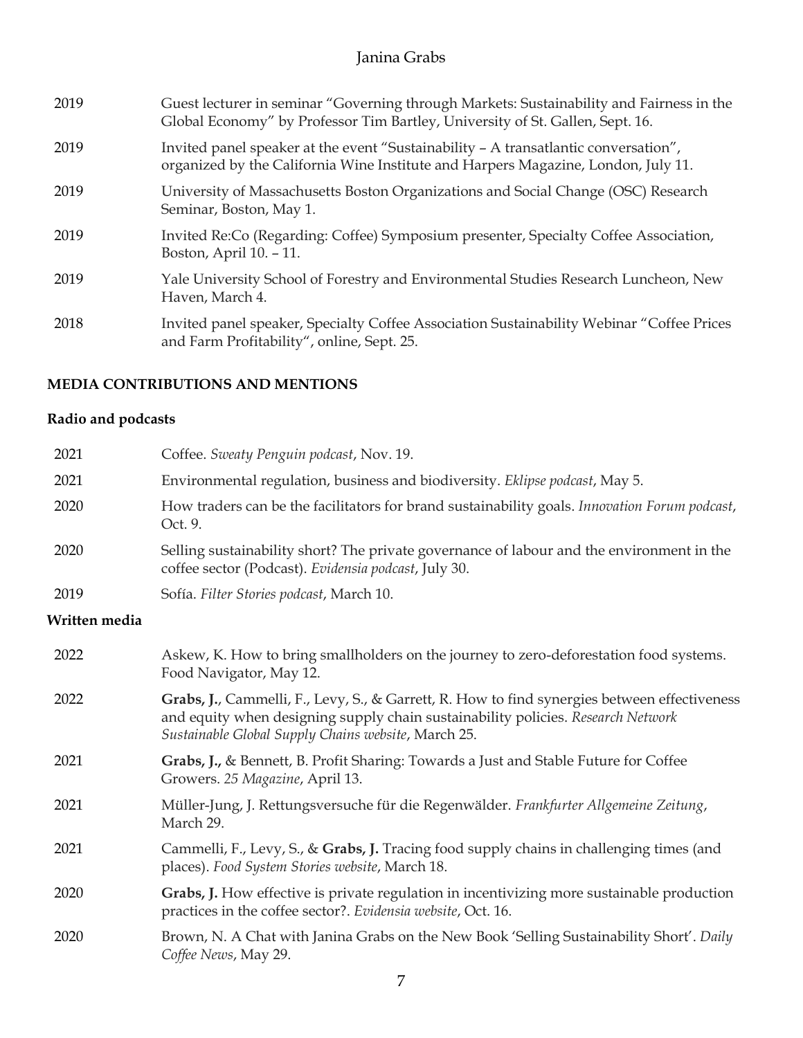2019 Guest lecturer in seminar "Governing through Markets: Sustainability and Fairness in the Global Economy" by Professor Tim Bartley, University of St. Gallen, Sept. 16.

2019 Invited panel speaker at the event "Sustainability – A transatlantic conversation", organized by the California Wine Institute and Harpers Magazine, London, July 11.

2019 University of Massachusetts Boston Organizations and Social Change (OSC) Research Seminar, Boston, May 1.

2019 Invited Re:Co (Regarding: Coffee) Symposium presenter, Specialty Coffee Association, Boston, April 10. – 11.

2019 Yale University School of Forestry and Environmental Studies Research Luncheon, New Haven, March 4.

2018 Invited panel speaker, Specialty Coffee Association Sustainability Webinar "Coffee Prices and Farm Profitability", online, Sept. 25.

## MEDIA CONTRIBUTIONS AND MENTIONS

### Radio and podcasts

2021 Coffee. *Sweaty Penguin podcast*, Nov. 19.

2021 Environmental regulation, business and biodiversity. *Eklipse podcast*, May 5.

2020 How traders can be the facilitators for brand sustainability goals. *Innovation Forum podcast*, Oct. 9.

2020 Selling sustainability short? The private governance of labour and the environment in the coffee sector (Podcast). *Evidensia podcast*, July 30.

2019 Sofía. *Filter Stories podcast*, March 10.

### Written media

2022 Askew, K. How to bring smallholders on the journey to zero-deforestation food systems. Food Navigator, May 12.

2022 **Grabs, J.**, Cammelli, F., Levy, S., & Garrett, R. How to find synergies between effectiveness and equity when designing supply chain sustainability policies. *Research Network Sustainable Global Supply Chains website*, March 25.

2021 **Grabs, J.**, & Bennett, B. Profit Sharing: Towards a Just and Stable Future for Coffee Growers. *25 Magazine*, April 13.

2021 Müller-Jung, J. Rettungsversuche für die Regenwälder. *Frankfurter Allgemeine Zeitung*, March 29.

2021 Cammelli, F., Levy, S., & **Grabs, J.** Tracing food supply chains in challenging times (and places). *Food System Stories website*, March 18.

2020 **Grabs, J.** How effective is private regulation in incentivizing more sustainable production practices in the coffee sector?. *Evidensia website*, Oct. 16.

2020 Brown, N. A Chat with Janina Grabs on the New Book 'Selling Sustainability Short'. *Daily Coffee News*, May 29.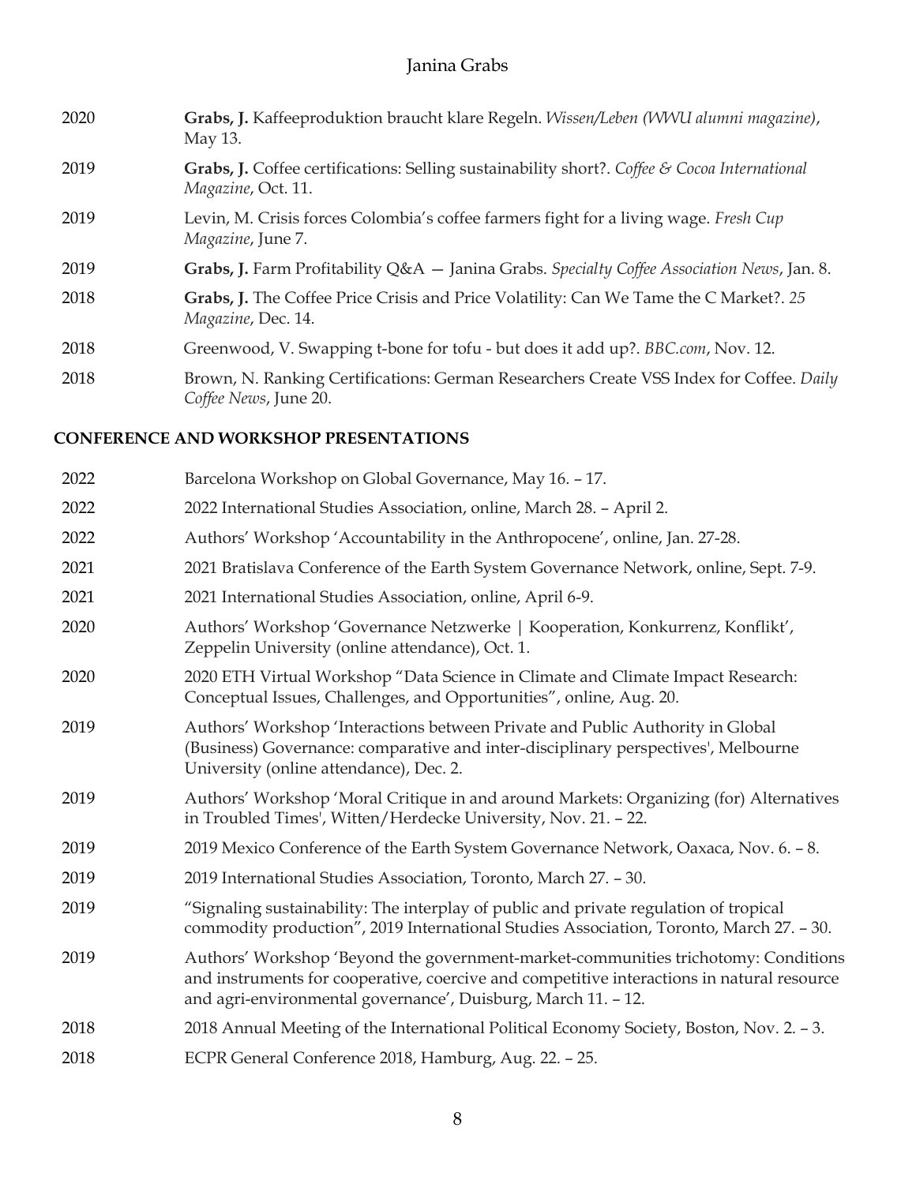2020 **Grabs, J.** Kaffeeproduktion braucht klare Regeln. *Wissen/Leben (WWU alumni magazine)*, May 13.

2019 **Grabs, J.** Coffee certifications: Selling sustainability short?. *Coffee & Cocoa International Magazine*, Oct. 11.

2019 Levin, M. Crisis forces Colombia's coffee farmers fight for a living wage. *Fresh Cup Magazine*, June 7.

2019 **Grabs, J.** Farm Profitability Q&A — Janina Grabs. *Specialty Coffee Association News*, Jan. 8.

2018 **Grabs, J.** The Coffee Price Crisis and Price Volatility: Can We Tame the C Market?. *25 Magazine*, Dec. 14.

2018 Greenwood, V. Swapping t-bone for tofu - but does it add up?. *BBC.com*, Nov. 12.

2018 Brown, N. Ranking Certifications: German Researchers Create VSS Index for Coffee. *Daily Coffee News*, June 20.

## CONFERENCE AND WORKSHOP PRESENTATIONS

2022 Barcelona Workshop on Global Governance, May 16. – 17.

2022 2022 International Studies Association, online, March 28. – April 2.

2022 Authors' Workshop 'Accountability in the Anthropocene', online, Jan. 27-28.

2021 2021 Bratislava Conference of the Earth System Governance Network, online, Sept. 7-9.

2021 2021 International Studies Association, online, April 6-9.

2020 Authors' Workshop 'Governance Netzwerke | Kooperation, Konkurrenz, Konflikt', Zeppelin University (online attendance), Oct. 1.

2020 2020 ETH Virtual Workshop "Data Science in Climate and Climate Impact Research: Conceptual Issues, Challenges, and Opportunities", online, Aug. 20.

2019 Authors' Workshop 'Interactions between Private and Public Authority in Global (Business) Governance: comparative and inter-disciplinary perspectives', Melbourne University (online attendance), Dec. 2.

2019 Authors' Workshop 'Moral Critique in and around Markets: Organizing (for) Alternatives in Troubled Times', Witten/Herdecke University, Nov. 21. – 22.

2019 2019 Mexico Conference of the Earth System Governance Network, Oaxaca, Nov. 6. – 8.

2019 2019 International Studies Association, Toronto, March 27. – 30.

2019 "Signaling sustainability: The interplay of public and private regulation of tropical commodity production", 2019 International Studies Association, Toronto, March 27. – 30.

2019 Authors' Workshop 'Beyond the government-market-communities trichotomy: Conditions and instruments for cooperative, coercive and competitive interactions in natural resource and agri-environmental governance', Duisburg, March 11. – 12.

2018 2018 Annual Meeting of the International Political Economy Society, Boston, Nov. 2. – 3.

2018 ECPR General Conference 2018, Hamburg, Aug. 22. – 25.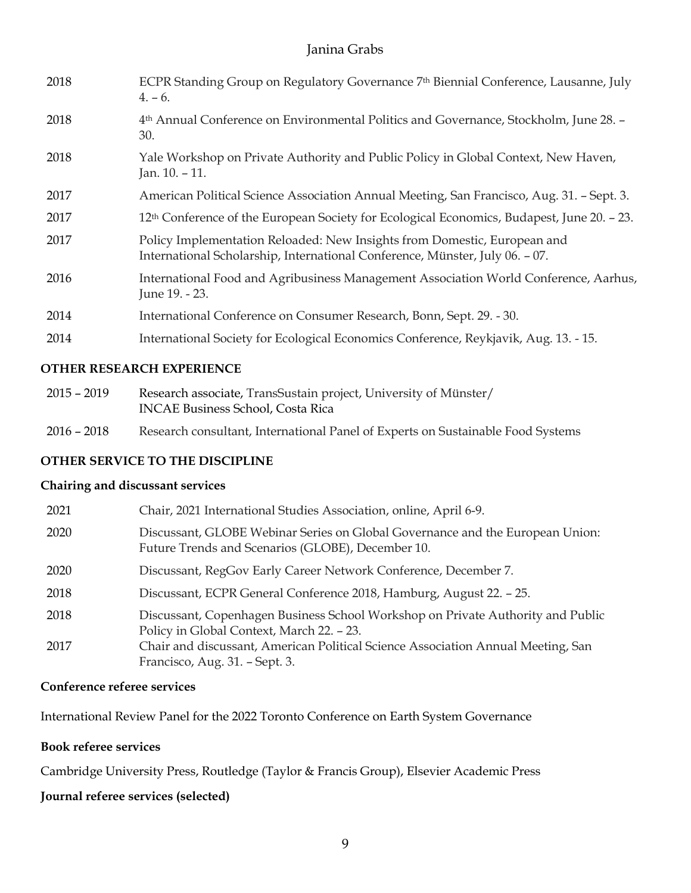| | |
|---|---|
| 2018 | ECPR Standing Group on Regulatory Governance 7th Biennial Conference, Lausanne, July 4. – 6. |
| 2018 | 4th Annual Conference on Environmental Politics and Governance, Stockholm, June 28. – 30. |
| 2018 | Yale Workshop on Private Authority and Public Policy in Global Context, New Haven, Jan. 10. – 11. |
| 2017 | American Political Science Association Annual Meeting, San Francisco, Aug. 31. – Sept. 3. |
| 2017 | 12th Conference of the European Society for Ecological Economics, Budapest, June 20. – 23. |
| 2017 | Policy Implementation Reloaded: New Insights from Domestic, European and International Scholarship, International Conference, Münster, July 06. – 07. |
| 2016 | International Food and Agribusiness Management Association World Conference, Aarhus, June 19. - 23. |
| 2014 | International Conference on Consumer Research, Bonn, Sept. 29. - 30. |
| 2014 | International Society for Ecological Economics Conference, Reykjavik, Aug. 13. - 15. |

## OTHER RESEARCH EXPERIENCE

| | |
|---|---|
| 2015 – 2019 | Research associate, TransSustain project, University of Münster/ INCAE Business School, Costa Rica |
| 2016 – 2018 | Research consultant, International Panel of Experts on Sustainable Food Systems |

## OTHER SERVICE TO THE DISCIPLINE

### Chairing and discussant services

| | |
|---|---|
| 2021 | Chair, 2021 International Studies Association, online, April 6-9. |
| 2020 | Discussant, GLOBE Webinar Series on Global Governance and the European Union: Future Trends and Scenarios (GLOBE), December 10. |
| 2020 | Discussant, RegGov Early Career Network Conference, December 7. |
| 2018 | Discussant, ECPR General Conference 2018, Hamburg, August 22. – 25. |
| 2018 | Discussant, Copenhagen Business School Workshop on Private Authority and Public Policy in Global Context, March 22. – 23. |
| 2017 | Chair and discussant, American Political Science Association Annual Meeting, San Francisco, Aug. 31. – Sept. 3. |

### Conference referee services

International Review Panel for the 2022 Toronto Conference on Earth System Governance

### Book referee services

Cambridge University Press, Routledge (Taylor & Francis Group), Elsevier Academic Press

### Journal referee services (selected)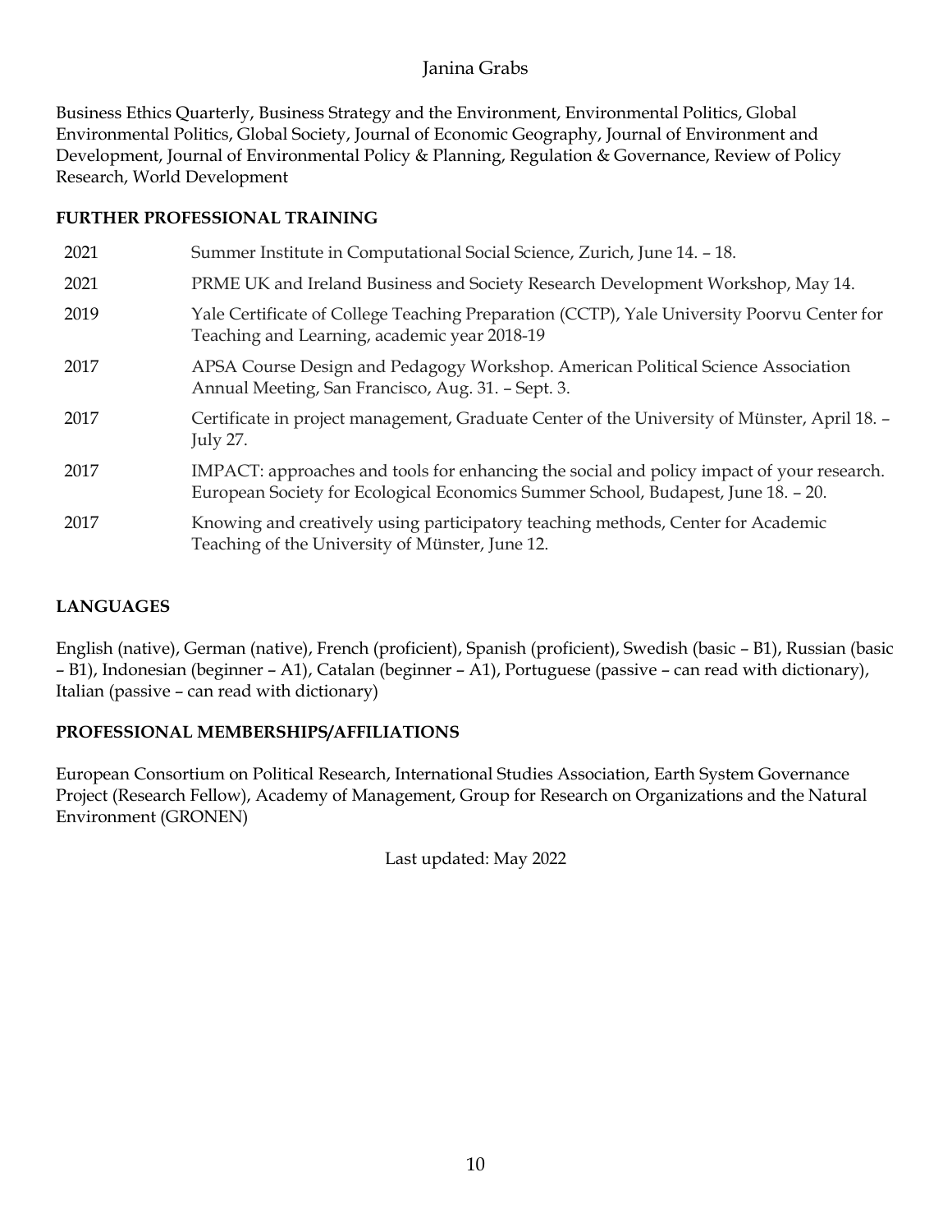Business Ethics Quarterly, Business Strategy and the Environment, Environmental Politics, Global Environmental Politics, Global Society, Journal of Economic Geography, Journal of Environment and Development, Journal of Environmental Policy & Planning, Regulation & Governance, Review of Policy Research, World Development

**FURTHER PROFESSIONAL TRAINING**

| | |
|---|---|
| 2021 | Summer Institute in Computational Social Science, Zurich, June 14. – 18. |
| 2021 | PRME UK and Ireland Business and Society Research Development Workshop, May 14. |
| 2019 | Yale Certificate of College Teaching Preparation (CCTP), Yale University Poorvu Center for Teaching and Learning, academic year 2018-19 |
| 2017 | APSA Course Design and Pedagogy Workshop. American Political Science Association Annual Meeting, San Francisco, Aug. 31. – Sept. 3. |
| 2017 | Certificate in project management, Graduate Center of the University of Münster, April 18. – July 27. |
| 2017 | IMPACT: approaches and tools for enhancing the social and policy impact of your research. European Society for Ecological Economics Summer School, Budapest, June 18. – 20. |
| 2017 | Knowing and creatively using participatory teaching methods, Center for Academic Teaching of the University of Münster, June 12. |

**LANGUAGES**

English (native), German (native), French (proficient), Spanish (proficient), Swedish (basic – B1), Russian (basic – B1), Indonesian (beginner – A1), Catalan (beginner – A1), Portuguese (passive – can read with dictionary), Italian (passive – can read with dictionary)

**PROFESSIONAL MEMBERSHIPS/AFFILIATIONS**

European Consortium on Political Research, International Studies Association, Earth System Governance Project (Research Fellow), Academy of Management, Group for Research on Organizations and the Natural Environment (GRONEN)

Last updated: May 2022